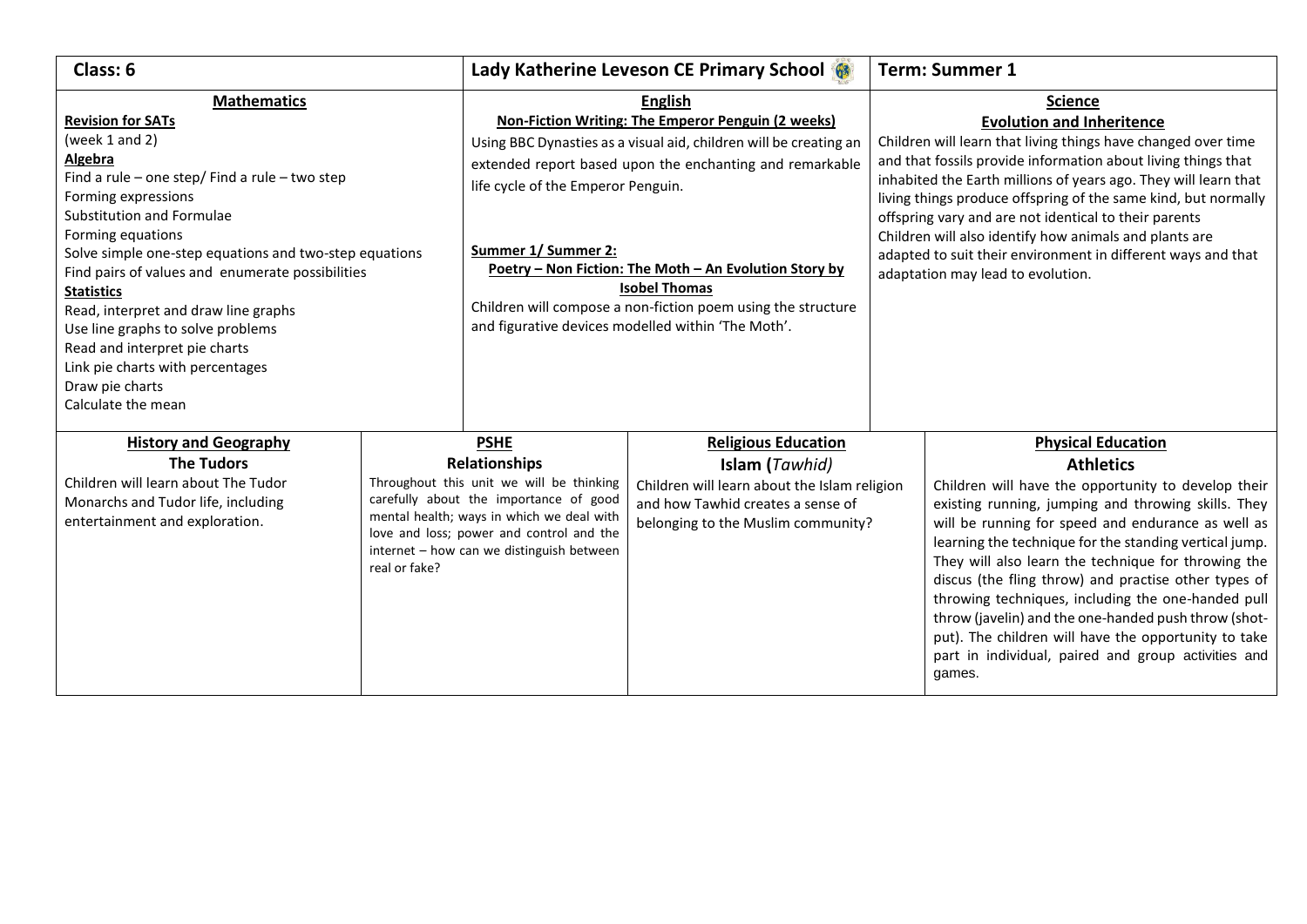**Class: 6** | **Lady Katherine Leveson CE Primary School** | **Term: Summer 1**

## Mathematics

**Revision for SATs**
(week 1 and 2)

**Algebra**
- Find a rule – one step/ Find a rule – two step
- Forming expressions
- Substitution and Formulae
- Forming equations
- Solve simple one-step equations and two-step equations
- Find pairs of values and enumerate possibilities

**Statistics**
- Read, interpret and draw line graphs
- Use line graphs to solve problems
- Read and interpret pie charts
- Link pie charts with percentages
- Draw pie charts
- Calculate the mean

## English

**Non-Fiction Writing: The Emperor Penguin (2 weeks)**

Using BBC Dynasties as a visual aid, children will be creating an extended report based upon the enchanting and remarkable life cycle of the Emperor Penguin.

**Summer 1/ Summer 2:**

**Poetry – Non Fiction: The Moth – An Evolution Story by Isobel Thomas**

Children will compose a non-fiction poem using the structure and figurative devices modelled within 'The Moth'.

## Science

**Evolution and Inheritence**

Children will learn that living things have changed over time and that fossils provide information about living things that inhabited the Earth millions of years ago. They will learn that living things produce offspring of the same kind, but normally offspring vary and are not identical to their parents

Children will also identify how animals and plants are adapted to suit their environment in different ways and that adaptation may lead to evolution.

## History and Geography

**The Tudors**

Children will learn about The Tudor Monarchs and Tudor life, including entertainment and exploration.

## PSHE

**Relationships**

Throughout this unit we will be thinking carefully about the importance of good mental health; ways in which we deal with love and loss; power and control and the internet – how can we distinguish between real or fake?

## Religious Education

**Islam (*Tawhid*)**

Children will learn about the Islam religion and how Tawhid creates a sense of belonging to the Muslim community?

## Physical Education

**Athletics**

Children will have the opportunity to develop their existing running, jumping and throwing skills. They will be running for speed and endurance as well as learning the technique for the standing vertical jump. They will also learn the technique for throwing the discus (the fling throw) and practise other types of throwing techniques, including the one-handed pull throw (javelin) and the one-handed push throw (shot-put). The children will have the opportunity to take part in individual, paired and group activities and games.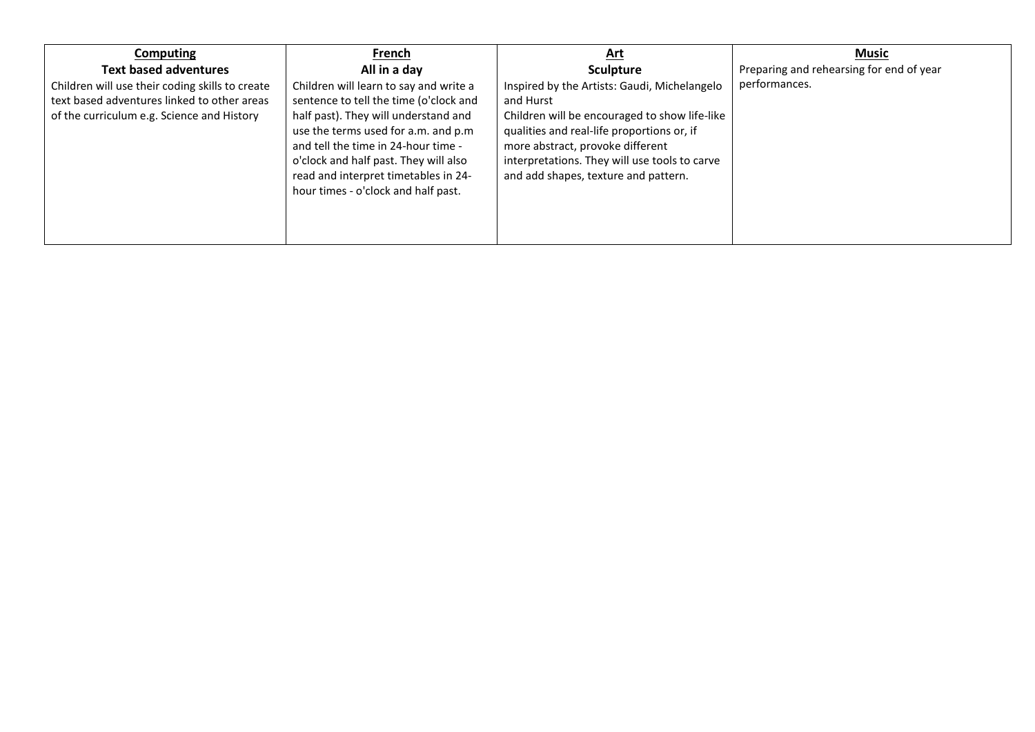| Computing | French | Art | Music |
| --- | --- | --- | --- |
| **Text based adventures**<br>Children will use their coding skills to create text based adventures linked to other areas of the curriculum e.g. Science and History | **All in a day**<br>Children will learn to say and write a sentence to tell the time (o'clock and half past). They will understand and use the terms used for a.m. and p.m and tell the time in 24-hour time - o'clock and half past. They will also read and interpret timetables in 24-hour times - o'clock and half past. | **Sculpture**<br>Inspired by the Artists: Gaudi, Michelangelo and Hurst<br>Children will be encouraged to show life-like qualities and real-life proportions or, if more abstract, provoke different interpretations. They will use tools to carve and add shapes, texture and pattern. | Preparing and rehearsing for end of year performances. |